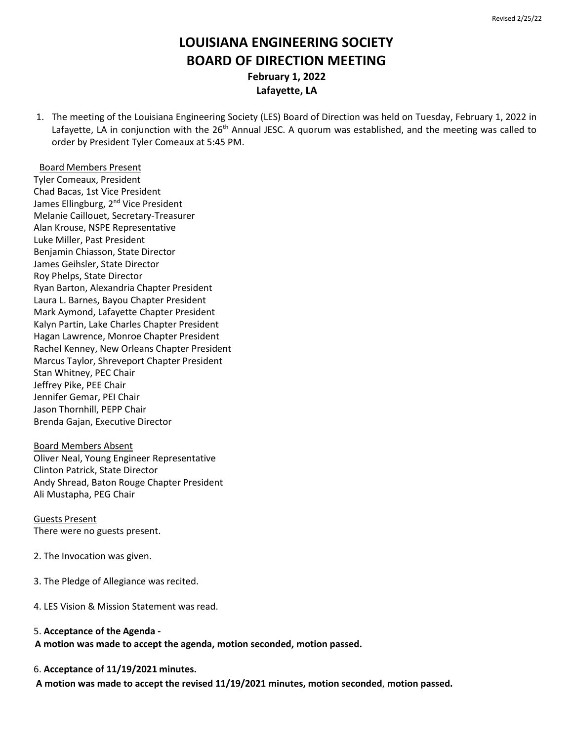Revised 2/25/22

# LOUISIANA ENGINEERING SOCIETY BOARD OF DIRECTION MEETING

### February 1, 2022
### Lafayette, LA

1. The meeting of the Louisiana Engineering Society (LES) Board of Direction was held on Tuesday, February 1, 2022 in Lafayette, LA in conjunction with the 26th Annual JESC. A quorum was established, and the meeting was called to order by President Tyler Comeaux at 5:45 PM.

Board Members Present
Tyler Comeaux, President
Chad Bacas, 1st Vice President
James Ellingburg, 2nd Vice President
Melanie Caillouet, Secretary-Treasurer
Alan Krouse, NSPE Representative
Luke Miller, Past President
Benjamin Chiasson, State Director
James Geihsler, State Director
Roy Phelps, State Director
Ryan Barton, Alexandria Chapter President
Laura L. Barnes, Bayou Chapter President
Mark Aymond, Lafayette Chapter President
Kalyn Partin, Lake Charles Chapter President
Hagan Lawrence, Monroe Chapter President
Rachel Kenney, New Orleans Chapter President
Marcus Taylor, Shreveport Chapter President
Stan Whitney, PEC Chair
Jeffrey Pike, PEE Chair
Jennifer Gemar, PEI Chair
Jason Thornhill, PEPP Chair
Brenda Gajan, Executive Director

Board Members Absent
Oliver Neal, Young Engineer Representative
Clinton Patrick, State Director
Andy Shread, Baton Rouge Chapter President
Ali Mustapha, PEG Chair

Guests Present
There were no guests present.

2. The Invocation was given.

3. The Pledge of Allegiance was recited.

4. LES Vision & Mission Statement was read.

5. **Acceptance of the Agenda -**
**A motion was made to accept the agenda, motion seconded, motion passed.**

6. **Acceptance of 11/19/2021 minutes.**
**A motion was made to accept the revised 11/19/2021 minutes, motion seconded, motion passed.**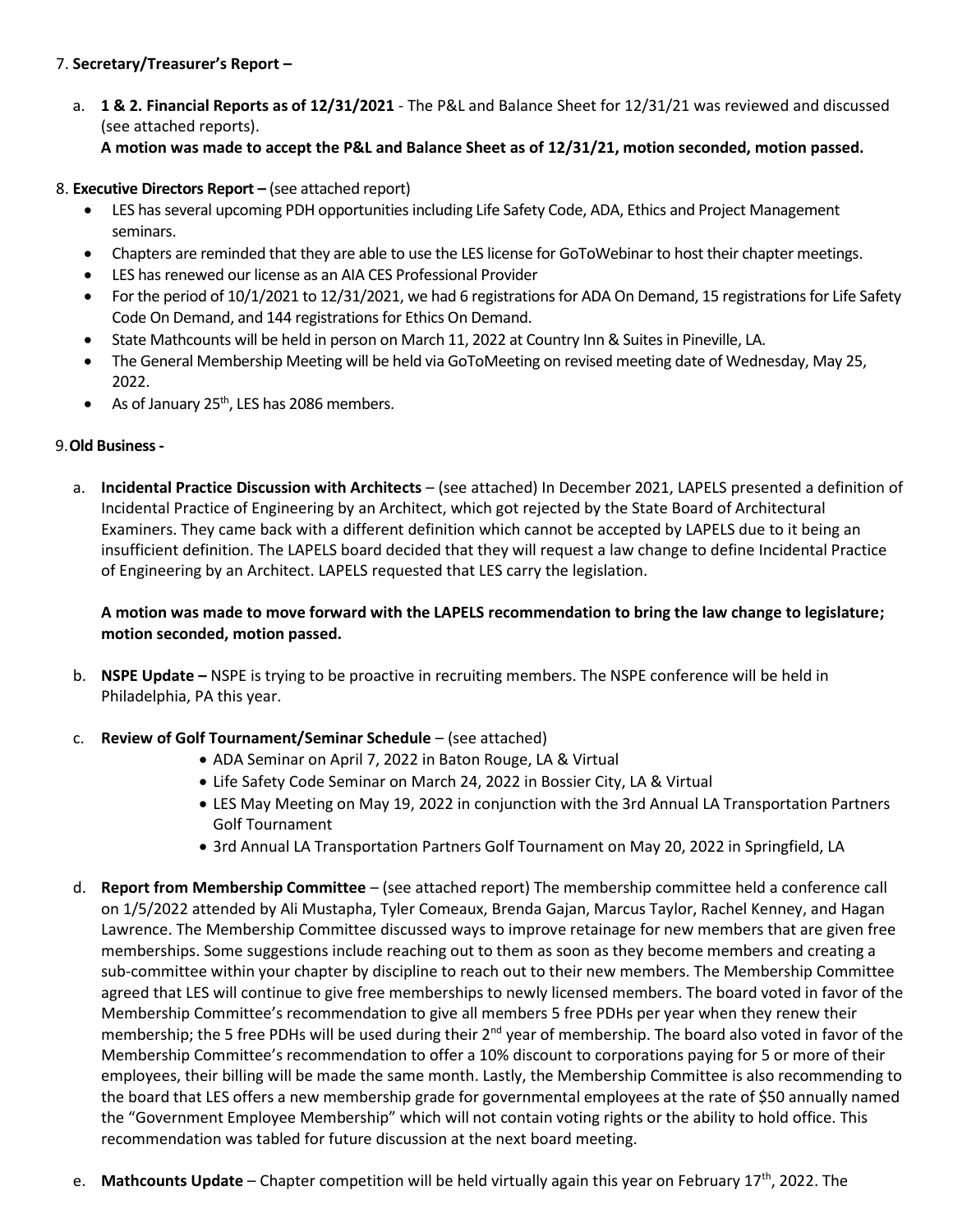7. **Secretary/Treasurer's Report –**

   a. **1 & 2. Financial Reports as of 12/31/2021** - The P&L and Balance Sheet for 12/31/21 was reviewed and discussed (see attached reports).
   **A motion was made to accept the P&L and Balance Sheet as of 12/31/21, motion seconded, motion passed.**

8. **Executive Directors Report –** (see attached report)
   - LES has several upcoming PDH opportunities including Life Safety Code, ADA, Ethics and Project Management seminars.
   - Chapters are reminded that they are able to use the LES license for GoToWebinar to host their chapter meetings.
   - LES has renewed our license as an AIA CES Professional Provider
   - For the period of 10/1/2021 to 12/31/2021, we had 6 registrations for ADA On Demand, 15 registrations for Life Safety Code On Demand, and 144 registrations for Ethics On Demand.
   - State Mathcounts will be held in person on March 11, 2022 at Country Inn & Suites in Pineville, LA.
   - The General Membership Meeting will be held via GoToMeeting on revised meeting date of Wednesday, May 25, 2022.
   - As of January 25th, LES has 2086 members.

9. **Old Business -**

   a. **Incidental Practice Discussion with Architects** – (see attached) In December 2021, LAPELS presented a definition of Incidental Practice of Engineering by an Architect, which got rejected by the State Board of Architectural Examiners. They came back with a different definition which cannot be accepted by LAPELS due to it being an insufficient definition. The LAPELS board decided that they will request a law change to define Incidental Practice of Engineering by an Architect. LAPELS requested that LES carry the legislation.

   **A motion was made to move forward with the LAPELS recommendation to bring the law change to legislature; motion seconded, motion passed.**

   b. **NSPE Update –** NSPE is trying to be proactive in recruiting members. The NSPE conference will be held in Philadelphia, PA this year.

   c. **Review of Golf Tournament/Seminar Schedule** – (see attached)
      - ADA Seminar on April 7, 2022 in Baton Rouge, LA & Virtual
      - Life Safety Code Seminar on March 24, 2022 in Bossier City, LA & Virtual
      - LES May Meeting on May 19, 2022 in conjunction with the 3rd Annual LA Transportation Partners Golf Tournament
      - 3rd Annual LA Transportation Partners Golf Tournament on May 20, 2022 in Springfield, LA

   d. **Report from Membership Committee** – (see attached report) The membership committee held a conference call on 1/5/2022 attended by Ali Mustapha, Tyler Comeaux, Brenda Gajan, Marcus Taylor, Rachel Kenney, and Hagan Lawrence. The Membership Committee discussed ways to improve retainage for new members that are given free memberships. Some suggestions include reaching out to them as soon as they become members and creating a sub-committee within your chapter by discipline to reach out to their new members. The Membership Committee agreed that LES will continue to give free memberships to newly licensed members. The board voted in favor of the Membership Committee's recommendation to give all members 5 free PDHs per year when they renew their membership; the 5 free PDHs will be used during their 2nd year of membership. The board also voted in favor of the Membership Committee's recommendation to offer a 10% discount to corporations paying for 5 or more of their employees, their billing will be made the same month. Lastly, the Membership Committee is also recommending to the board that LES offers a new membership grade for governmental employees at the rate of $50 annually named the "Government Employee Membership" which will not contain voting rights or the ability to hold office. This recommendation was tabled for future discussion at the next board meeting.

   e. **Mathcounts Update** – Chapter competition will be held virtually again this year on February 17th, 2022. The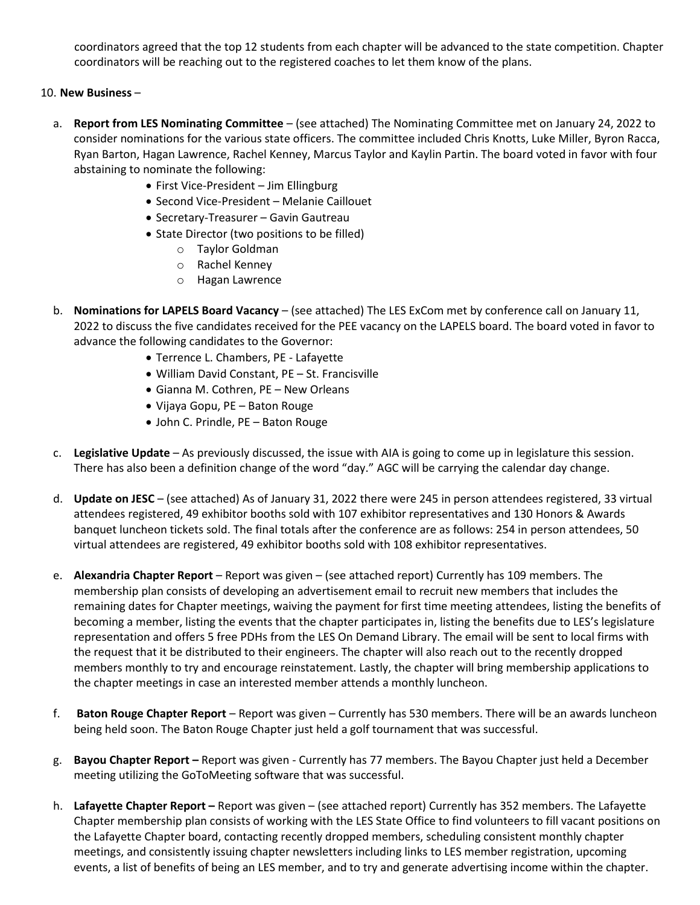coordinators agreed that the top 12 students from each chapter will be advanced to the state competition. Chapter coordinators will be reaching out to the registered coaches to let them know of the plans.

10. **New Business** –

   a. **Report from LES Nominating Committee** – (see attached) The Nominating Committee met on January 24, 2022 to consider nominations for the various state officers. The committee included Chris Knotts, Luke Miller, Byron Racca, Ryan Barton, Hagan Lawrence, Rachel Kenney, Marcus Taylor and Kaylin Partin. The board voted in favor with four abstaining to nominate the following:
      - First Vice-President – Jim Ellingburg
      - Second Vice-President – Melanie Caillouet
      - Secretary-Treasurer – Gavin Gautreau
      - State Director (two positions to be filled)
        - Taylor Goldman
        - Rachel Kenney
        - Hagan Lawrence

   b. **Nominations for LAPELS Board Vacancy** – (see attached) The LES ExCom met by conference call on January 11, 2022 to discuss the five candidates received for the PEE vacancy on the LAPELS board. The board voted in favor to advance the following candidates to the Governor:
      - Terrence L. Chambers, PE - Lafayette
      - William David Constant, PE – St. Francisville
      - Gianna M. Cothren, PE – New Orleans
      - Vijaya Gopu, PE – Baton Rouge
      - John C. Prindle, PE – Baton Rouge

   c. **Legislative Update** – As previously discussed, the issue with AIA is going to come up in legislature this session. There has also been a definition change of the word "day." AGC will be carrying the calendar day change.

   d. **Update on JESC** – (see attached) As of January 31, 2022 there were 245 in person attendees registered, 33 virtual attendees registered, 49 exhibitor booths sold with 107 exhibitor representatives and 130 Honors & Awards banquet luncheon tickets sold. The final totals after the conference are as follows: 254 in person attendees, 50 virtual attendees are registered, 49 exhibitor booths sold with 108 exhibitor representatives.

   e. **Alexandria Chapter Report** – Report was given – (see attached report) Currently has 109 members. The membership plan consists of developing an advertisement email to recruit new members that includes the remaining dates for Chapter meetings, waiving the payment for first time meeting attendees, listing the benefits of becoming a member, listing the events that the chapter participates in, listing the benefits due to LES's legislature representation and offers 5 free PDHs from the LES On Demand Library. The email will be sent to local firms with the request that it be distributed to their engineers. The chapter will also reach out to the recently dropped members monthly to try and encourage reinstatement. Lastly, the chapter will bring membership applications to the chapter meetings in case an interested member attends a monthly luncheon.

   f. **Baton Rouge Chapter Report** – Report was given – Currently has 530 members. There will be an awards luncheon being held soon. The Baton Rouge Chapter just held a golf tournament that was successful.

   g. **Bayou Chapter Report –** Report was given - Currently has 77 members. The Bayou Chapter just held a December meeting utilizing the GoToMeeting software that was successful.

   h. **Lafayette Chapter Report –** Report was given – (see attached report) Currently has 352 members. The Lafayette Chapter membership plan consists of working with the LES State Office to find volunteers to fill vacant positions on the Lafayette Chapter board, contacting recently dropped members, scheduling consistent monthly chapter meetings, and consistently issuing chapter newsletters including links to LES member registration, upcoming events, a list of benefits of being an LES member, and to try and generate advertising income within the chapter.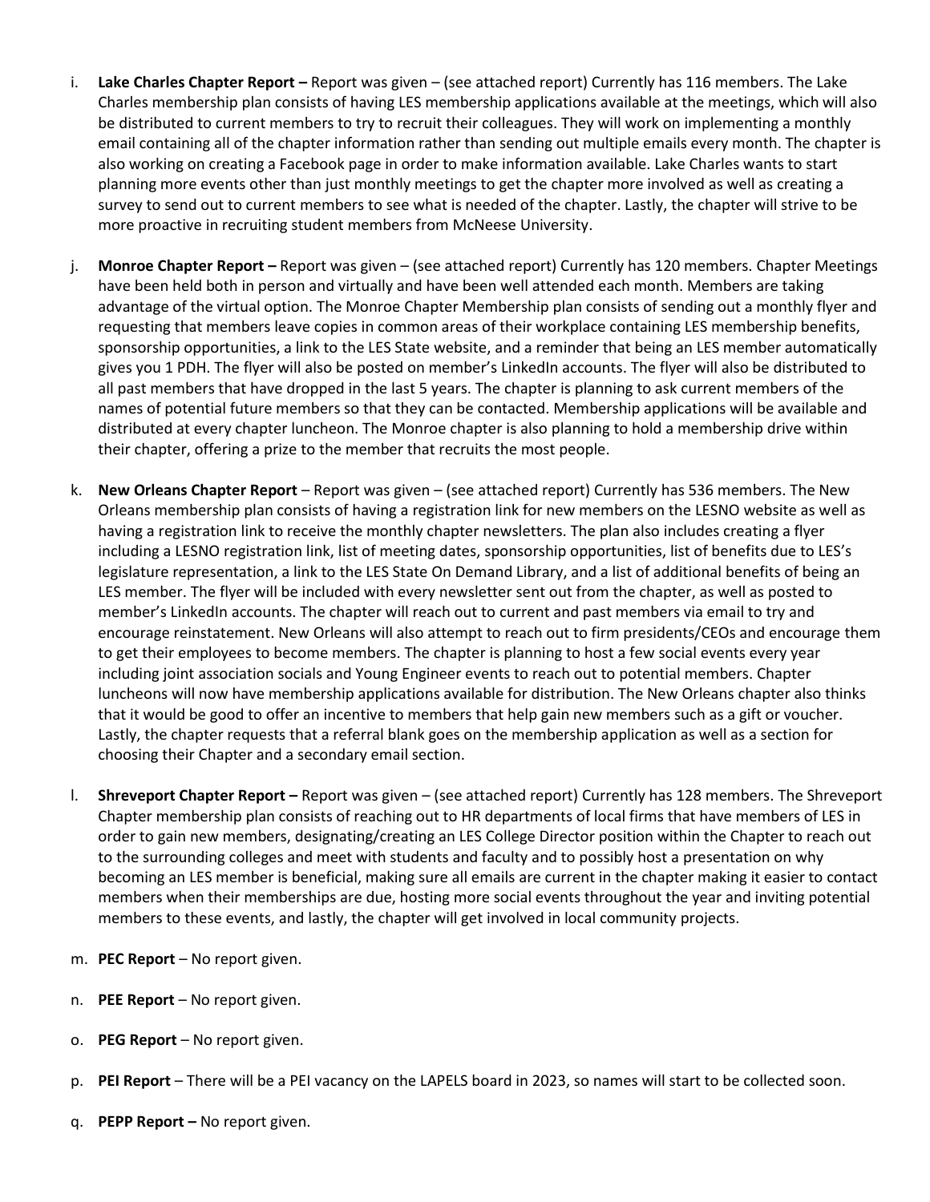i. **Lake Charles Chapter Report –** Report was given – (see attached report) Currently has 116 members. The Lake Charles membership plan consists of having LES membership applications available at the meetings, which will also be distributed to current members to try to recruit their colleagues. They will work on implementing a monthly email containing all of the chapter information rather than sending out multiple emails every month. The chapter is also working on creating a Facebook page in order to make information available. Lake Charles wants to start planning more events other than just monthly meetings to get the chapter more involved as well as creating a survey to send out to current members to see what is needed of the chapter. Lastly, the chapter will strive to be more proactive in recruiting student members from McNeese University.

j. **Monroe Chapter Report –** Report was given – (see attached report) Currently has 120 members. Chapter Meetings have been held both in person and virtually and have been well attended each month. Members are taking advantage of the virtual option. The Monroe Chapter Membership plan consists of sending out a monthly flyer and requesting that members leave copies in common areas of their workplace containing LES membership benefits, sponsorship opportunities, a link to the LES State website, and a reminder that being an LES member automatically gives you 1 PDH. The flyer will also be posted on member's LinkedIn accounts. The flyer will also be distributed to all past members that have dropped in the last 5 years. The chapter is planning to ask current members of the names of potential future members so that they can be contacted. Membership applications will be available and distributed at every chapter luncheon. The Monroe chapter is also planning to hold a membership drive within their chapter, offering a prize to the member that recruits the most people.

k. **New Orleans Chapter Report** – Report was given – (see attached report) Currently has 536 members. The New Orleans membership plan consists of having a registration link for new members on the LESNO website as well as having a registration link to receive the monthly chapter newsletters. The plan also includes creating a flyer including a LESNO registration link, list of meeting dates, sponsorship opportunities, list of benefits due to LES's legislature representation, a link to the LES State On Demand Library, and a list of additional benefits of being an LES member. The flyer will be included with every newsletter sent out from the chapter, as well as posted to member's LinkedIn accounts. The chapter will reach out to current and past members via email to try and encourage reinstatement. New Orleans will also attempt to reach out to firm presidents/CEOs and encourage them to get their employees to become members. The chapter is planning to host a few social events every year including joint association socials and Young Engineer events to reach out to potential members. Chapter luncheons will now have membership applications available for distribution. The New Orleans chapter also thinks that it would be good to offer an incentive to members that help gain new members such as a gift or voucher. Lastly, the chapter requests that a referral blank goes on the membership application as well as a section for choosing their Chapter and a secondary email section.

l. **Shreveport Chapter Report –** Report was given – (see attached report) Currently has 128 members. The Shreveport Chapter membership plan consists of reaching out to HR departments of local firms that have members of LES in order to gain new members, designating/creating an LES College Director position within the Chapter to reach out to the surrounding colleges and meet with students and faculty and to possibly host a presentation on why becoming an LES member is beneficial, making sure all emails are current in the chapter making it easier to contact members when their memberships are due, hosting more social events throughout the year and inviting potential members to these events, and lastly, the chapter will get involved in local community projects.

m. **PEC Report** – No report given.

n. **PEE Report** – No report given.

o. **PEG Report** – No report given.

p. **PEI Report** – There will be a PEI vacancy on the LAPELS board in 2023, so names will start to be collected soon.

q. **PEPP Report –** No report given.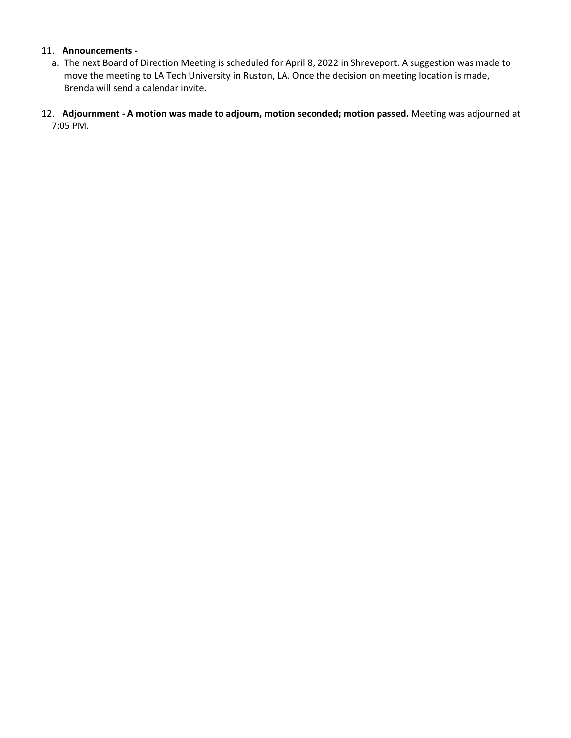11. **Announcements -**
    a. The next Board of Direction Meeting is scheduled for April 8, 2022 in Shreveport. A suggestion was made to move the meeting to LA Tech University in Ruston, LA. Once the decision on meeting location is made, Brenda will send a calendar invite.

12. **Adjournment - A motion was made to adjourn, motion seconded; motion passed.** Meeting was adjourned at 7:05 PM.